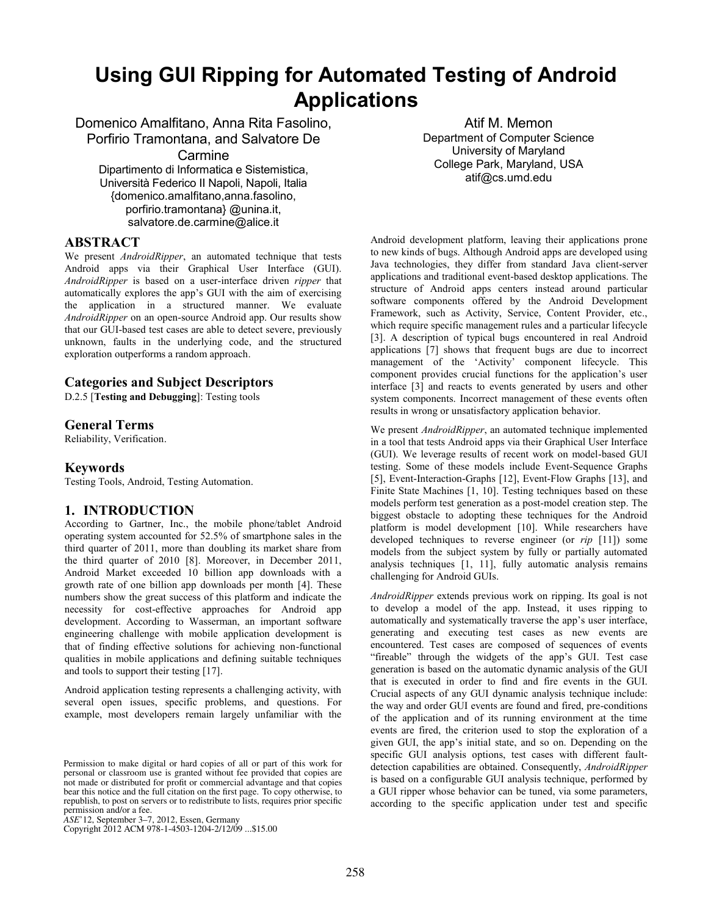# Using GUI Ripping for Automated Testing of Android Applications

Domenico Amalfitano, Anna Rita Fasolino, Porfirio Tramontana, and Salvatore De Carmine
Dipartimento di Informatica e Sistemistica, Università Federico II Napoli, Napoli, Italia
{domenico.amalfitano,anna.fasolino, porfirio.tramontana} @unina.it, salvatore.de.carmine@alice.it

Atif M. Memon
Department of Computer Science
University of Maryland
College Park, Maryland, USA
atif@cs.umd.edu

## ABSTRACT

We present *AndroidRipper*, an automated technique that tests Android apps via their Graphical User Interface (GUI). *AndroidRipper* is based on a user-interface driven *ripper* that automatically explores the app's GUI with the aim of exercising the application in a structured manner. We evaluate *AndroidRipper* on an open-source Android app. Our results show that our GUI-based test cases are able to detect severe, previously unknown, faults in the underlying code, and the structured exploration outperforms a random approach.

## Categories and Subject Descriptors

D.2.5 [**Testing and Debugging**]: Testing tools

## General Terms

Reliability, Verification.

## Keywords

Testing Tools, Android, Testing Automation.

## 1. INTRODUCTION

According to Gartner, Inc., the mobile phone/tablet Android operating system accounted for 52.5% of smartphone sales in the third quarter of 2011, more than doubling its market share from the third quarter of 2010 [8]. Moreover, in December 2011, Android Market exceeded 10 billion app downloads with a growth rate of one billion app downloads per month [4]. These numbers show the great success of this platform and indicate the necessity for cost-effective approaches for Android app development. According to Wasserman, an important software engineering challenge with mobile application development is that of finding effective solutions for achieving non-functional qualities in mobile applications and defining suitable techniques and tools to support their testing [17].

Android application testing represents a challenging activity, with several open issues, specific problems, and questions. For example, most developers remain largely unfamiliar with the Android development platform, leaving their applications prone to new kinds of bugs. Although Android apps are developed using Java technologies, they differ from standard Java client-server applications and traditional event-based desktop applications. The structure of Android apps centers instead around particular software components offered by the Android Development Framework, such as Activity, Service, Content Provider, etc., which require specific management rules and a particular lifecycle [3]. A description of typical bugs encountered in real Android applications [7] shows that frequent bugs are due to incorrect management of the 'Activity' component lifecycle. This component provides crucial functions for the application's user interface [3] and reacts to events generated by users and other system components. Incorrect management of these events often results in wrong or unsatisfactory application behavior.

We present *AndroidRipper*, an automated technique implemented in a tool that tests Android apps via their Graphical User Interface (GUI). We leverage results of recent work on model-based GUI testing. Some of these models include Event-Sequence Graphs [5], Event-Interaction-Graphs [12], Event-Flow Graphs [13], and Finite State Machines [1, 10]. Testing techniques based on these models perform test generation as a post-model creation step. The biggest obstacle to adopting these techniques for the Android platform is model development [10]. While researchers have developed techniques to reverse engineer (or *rip* [11]) some models from the subject system by fully or partially automated analysis techniques [1, 11], fully automatic analysis remains challenging for Android GUIs.

*AndroidRipper* extends previous work on ripping. Its goal is not to develop a model of the app. Instead, it uses ripping to automatically and systematically traverse the app's user interface, generating and executing test cases as new events are encountered. Test cases are composed of sequences of events "fireable" through the widgets of the app's GUI. Test case generation is based on the automatic dynamic analysis of the GUI that is executed in order to find and fire events in the GUI. Crucial aspects of any GUI dynamic analysis technique include: the way and order GUI events are found and fired, pre-conditions of the application and of its running environment at the time events are fired, the criterion used to stop the exploration of a given GUI, the app's initial state, and so on. Depending on the specific GUI analysis options, test cases with different fault-detection capabilities are obtained. Consequently, *AndroidRipper* is based on a configurable GUI analysis technique, performed by a GUI ripper whose behavior can be tuned, via some parameters, according to the specific application under test and specific

Permission to make digital or hard copies of all or part of this work for personal or classroom use is granted without fee provided that copies are not made or distributed for profit or commercial advantage and that copies bear this notice and the full citation on the first page. To copy otherwise, to republish, to post on servers or to redistribute to lists, requires prior specific permission and/or a fee.
*ASE*'12, September 3–7, 2012, Essen, Germany
Copyright 2012 ACM 978-1-4503-1204-2/12/09 ...$15.00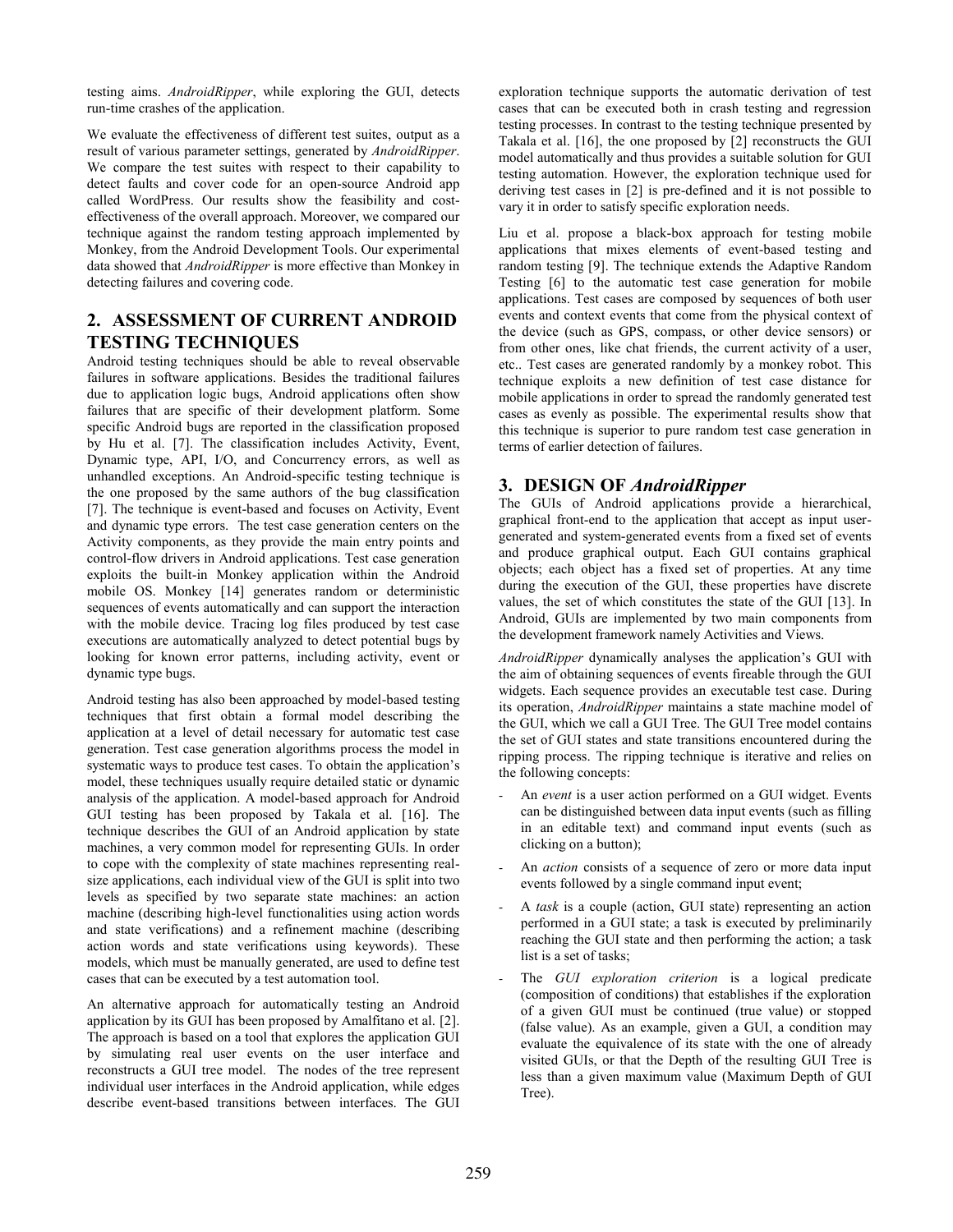testing aims. *AndroidRipper*, while exploring the GUI, detects run-time crashes of the application.

We evaluate the effectiveness of different test suites, output as a result of various parameter settings, generated by *AndroidRipper*. We compare the test suites with respect to their capability to detect faults and cover code for an open-source Android app called WordPress. Our results show the feasibility and cost-effectiveness of the overall approach. Moreover, we compared our technique against the random testing approach implemented by Monkey, from the Android Development Tools. Our experimental data showed that *AndroidRipper* is more effective than Monkey in detecting failures and covering code.

## 2. ASSESSMENT OF CURRENT ANDROID TESTING TECHNIQUES

Android testing techniques should be able to reveal observable failures in software applications. Besides the traditional failures due to application logic bugs, Android applications often show failures that are specific of their development platform. Some specific Android bugs are reported in the classification proposed by Hu et al. [7]. The classification includes Activity, Event, Dynamic type, API, I/O, and Concurrency errors, as well as unhandled exceptions. An Android-specific testing technique is the one proposed by the same authors of the bug classification [7]. The technique is event-based and focuses on Activity, Event and dynamic type errors. The test case generation centers on the Activity components, as they provide the main entry points and control-flow drivers in Android applications. Test case generation exploits the built-in Monkey application within the Android mobile OS. Monkey [14] generates random or deterministic sequences of events automatically and can support the interaction with the mobile device. Tracing log files produced by test case executions are automatically analyzed to detect potential bugs by looking for known error patterns, including activity, event or dynamic type bugs.

Android testing has also been approached by model-based testing techniques that first obtain a formal model describing the application at a level of detail necessary for automatic test case generation. Test case generation algorithms process the model in systematic ways to produce test cases. To obtain the application's model, these techniques usually require detailed static or dynamic analysis of the application. A model-based approach for Android GUI testing has been proposed by Takala et al. [16]. The technique describes the GUI of an Android application by state machines, a very common model for representing GUIs. In order to cope with the complexity of state machines representing real-size applications, each individual view of the GUI is split into two levels as specified by two separate state machines: an action machine (describing high-level functionalities using action words and state verifications) and a refinement machine (describing action words and state verifications using keywords). These models, which must be manually generated, are used to define test cases that can be executed by a test automation tool.

An alternative approach for automatically testing an Android application by its GUI has been proposed by Amalfitano et al. [2]. The approach is based on a tool that explores the application GUI by simulating real user events on the user interface and reconstructs a GUI tree model. The nodes of the tree represent individual user interfaces in the Android application, while edges describe event-based transitions between interfaces. The GUI exploration technique supports the automatic derivation of test cases that can be executed both in crash testing and regression testing processes. In contrast to the testing technique presented by Takala et al. [16], the one proposed by [2] reconstructs the GUI model automatically and thus provides a suitable solution for GUI testing automation. However, the exploration technique used for deriving test cases in [2] is pre-defined and it is not possible to vary it in order to satisfy specific exploration needs.

Liu et al. propose a black-box approach for testing mobile applications that mixes elements of event-based testing and random testing [9]. The technique extends the Adaptive Random Testing [6] to the automatic test case generation for mobile applications. Test cases are composed by sequences of both user events and context events that come from the physical context of the device (such as GPS, compass, or other device sensors) or from other ones, like chat friends, the current activity of a user, etc.. Test cases are generated randomly by a monkey robot. This technique exploits a new definition of test case distance for mobile applications in order to spread the randomly generated test cases as evenly as possible. The experimental results show that this technique is superior to pure random test case generation in terms of earlier detection of failures.

## 3. DESIGN OF *AndroidRipper*

The GUIs of Android applications provide a hierarchical, graphical front-end to the application that accept as input user-generated and system-generated events from a fixed set of events and produce graphical output. Each GUI contains graphical objects; each object has a fixed set of properties. At any time during the execution of the GUI, these properties have discrete values, the set of which constitutes the state of the GUI [13]. In Android, GUIs are implemented by two main components from the development framework namely Activities and Views.

*AndroidRipper* dynamically analyses the application's GUI with the aim of obtaining sequences of events fireable through the GUI widgets. Each sequence provides an executable test case. During its operation, *AndroidRipper* maintains a state machine model of the GUI, which we call a GUI Tree. The GUI Tree model contains the set of GUI states and state transitions encountered during the ripping process. The ripping technique is iterative and relies on the following concepts:

- An *event* is a user action performed on a GUI widget. Events can be distinguished between data input events (such as filling in an editable text) and command input events (such as clicking on a button);
- An *action* consists of a sequence of zero or more data input events followed by a single command input event;
- A *task* is a couple (action, GUI state) representing an action performed in a GUI state; a task is executed by preliminarily reaching the GUI state and then performing the action; a task list is a set of tasks;
- The *GUI exploration criterion* is a logical predicate (composition of conditions) that establishes if the exploration of a given GUI must be continued (true value) or stopped (false value). As an example, given a GUI, a condition may evaluate the equivalence of its state with the one of already visited GUIs, or that the Depth of the resulting GUI Tree is less than a given maximum value (Maximum Depth of GUI Tree).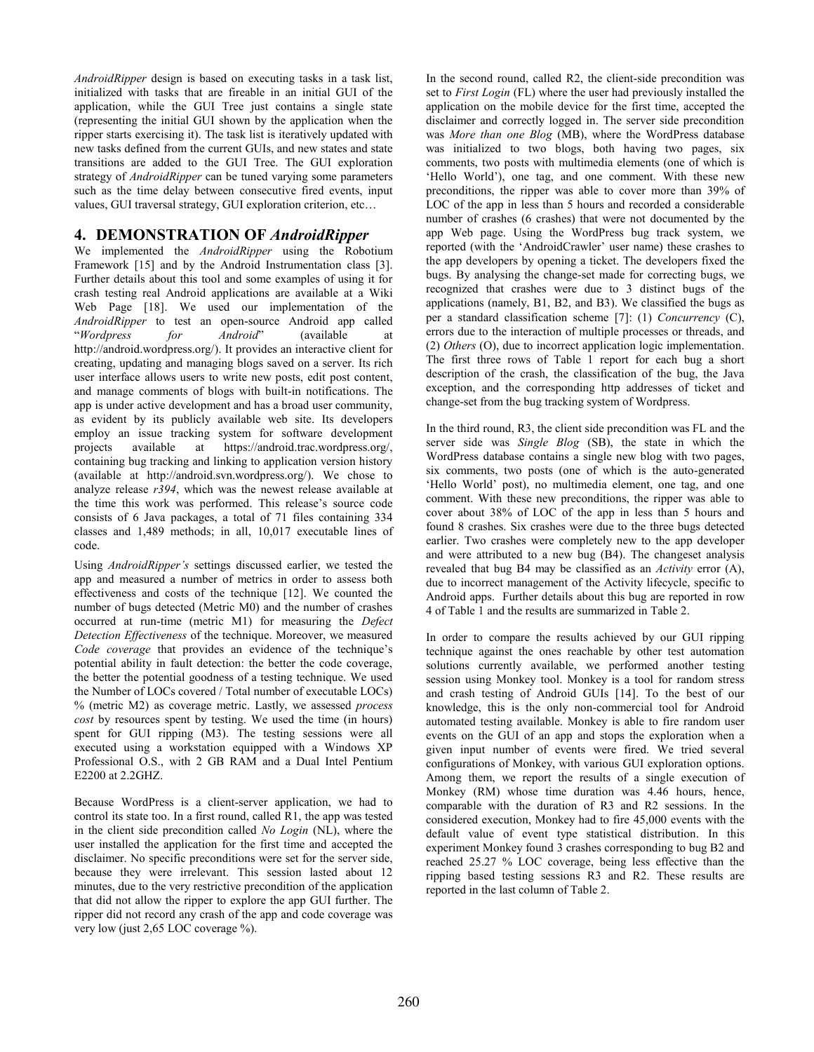*AndroidRipper* design is based on executing tasks in a task list, initialized with tasks that are fireable in an initial GUI of the application, while the GUI Tree just contains a single state (representing the initial GUI shown by the application when the ripper starts exercising it). The task list is iteratively updated with new tasks defined from the current GUIs, and new states and state transitions are added to the GUI Tree. The GUI exploration strategy of *AndroidRipper* can be tuned varying some parameters such as the time delay between consecutive fired events, input values, GUI traversal strategy, GUI exploration criterion, etc…

## 4. DEMONSTRATION OF *AndroidRipper*

We implemented the *AndroidRipper* using the Robotium Framework [15] and by the Android Instrumentation class [3]. Further details about this tool and some examples of using it for crash testing real Android applications are available at a Wiki Web Page [18]. We used our implementation of the *AndroidRipper* to test an open-source Android app called "*Wordpress for Android*" (available at http://android.wordpress.org/). It provides an interactive client for creating, updating and managing blogs saved on a server. Its rich user interface allows users to write new posts, edit post content, and manage comments of blogs with built-in notifications. The app is under active development and has a broad user community, as evident by its publicly available web site. Its developers employ an issue tracking system for software development projects available at https://android.trac.wordpress.org/, containing bug tracking and linking to application version history (available at http://android.svn.wordpress.org/). We chose to analyze release *r394*, which was the newest release available at the time this work was performed. This release's source code consists of 6 Java packages, a total of 71 files containing 334 classes and 1,489 methods; in all, 10,017 executable lines of code.

Using *AndroidRipper's* settings discussed earlier, we tested the app and measured a number of metrics in order to assess both effectiveness and costs of the technique [12]. We counted the number of bugs detected (Metric M0) and the number of crashes occurred at run-time (metric M1) for measuring the *Defect Detection Effectiveness* of the technique. Moreover, we measured *Code coverage* that provides an evidence of the technique's potential ability in fault detection: the better the code coverage, the better the potential goodness of a testing technique. We used the Number of LOCs covered / Total number of executable LOCs) % (metric M2) as coverage metric. Lastly, we assessed *process cost* by resources spent by testing. We used the time (in hours) spent for GUI ripping (M3). The testing sessions were all executed using a workstation equipped with a Windows XP Professional O.S., with 2 GB RAM and a Dual Intel Pentium E2200 at 2.2GHZ.

Because WordPress is a client-server application, we had to control its state too. In a first round, called R1, the app was tested in the client side precondition called *No Login* (NL), where the user installed the application for the first time and accepted the disclaimer. No specific preconditions were set for the server side, because they were irrelevant. This session lasted about 12 minutes, due to the very restrictive precondition of the application that did not allow the ripper to explore the app GUI further. The ripper did not record any crash of the app and code coverage was very low (just 2,65 LOC coverage %).

In the second round, called R2, the client-side precondition was set to *First Login* (FL) where the user had previously installed the application on the mobile device for the first time, accepted the disclaimer and correctly logged in. The server side precondition was *More than one Blog* (MB), where the WordPress database was initialized to two blogs, both having two pages, six comments, two posts with multimedia elements (one of which is 'Hello World'), one tag, and one comment. With these new preconditions, the ripper was able to cover more than 39% of LOC of the app in less than 5 hours and recorded a considerable number of crashes (6 crashes) that were not documented by the app Web page. Using the WordPress bug track system, we reported (with the 'AndroidCrawler' user name) these crashes to the app developers by opening a ticket. The developers fixed the bugs. By analysing the change-set made for correcting bugs, we recognized that crashes were due to 3 distinct bugs of the applications (namely, B1, B2, and B3). We classified the bugs as per a standard classification scheme [7]: (1) *Concurrency* (C), errors due to the interaction of multiple processes or threads, and (2) *Others* (O), due to incorrect application logic implementation. The first three rows of Table 1 report for each bug a short description of the crash, the classification of the bug, the Java exception, and the corresponding http addresses of ticket and change-set from the bug tracking system of Wordpress.

In the third round, R3, the client side precondition was FL and the server side was *Single Blog* (SB), the state in which the WordPress database contains a single new blog with two pages, six comments, two posts (one of which is the auto-generated 'Hello World' post), no multimedia element, one tag, and one comment. With these new preconditions, the ripper was able to cover about 38% of LOC of the app in less than 5 hours and found 8 crashes. Six crashes were due to the three bugs detected earlier. Two crashes were completely new to the app developer and were attributed to a new bug (B4). The changeset analysis revealed that bug B4 may be classified as an *Activity* error (A), due to incorrect management of the Activity lifecycle, specific to Android apps. Further details about this bug are reported in row 4 of Table 1 and the results are summarized in Table 2.

In order to compare the results achieved by our GUI ripping technique against the ones reachable by other test automation solutions currently available, we performed another testing session using Monkey tool. Monkey is a tool for random stress and crash testing of Android GUIs [14]. To the best of our knowledge, this is the only non-commercial tool for Android automated testing available. Monkey is able to fire random user events on the GUI of an app and stops the exploration when a given input number of events were fired. We tried several configurations of Monkey, with various GUI exploration options. Among them, we report the results of a single execution of Monkey (RM) whose time duration was 4.46 hours, hence, comparable with the duration of R3 and R2 sessions. In the considered execution, Monkey had to fire 45,000 events with the default value of event type statistical distribution. In this experiment Monkey found 3 crashes corresponding to bug B2 and reached 25.27 % LOC coverage, being less effective than the ripping based testing sessions R3 and R2. These results are reported in the last column of Table 2.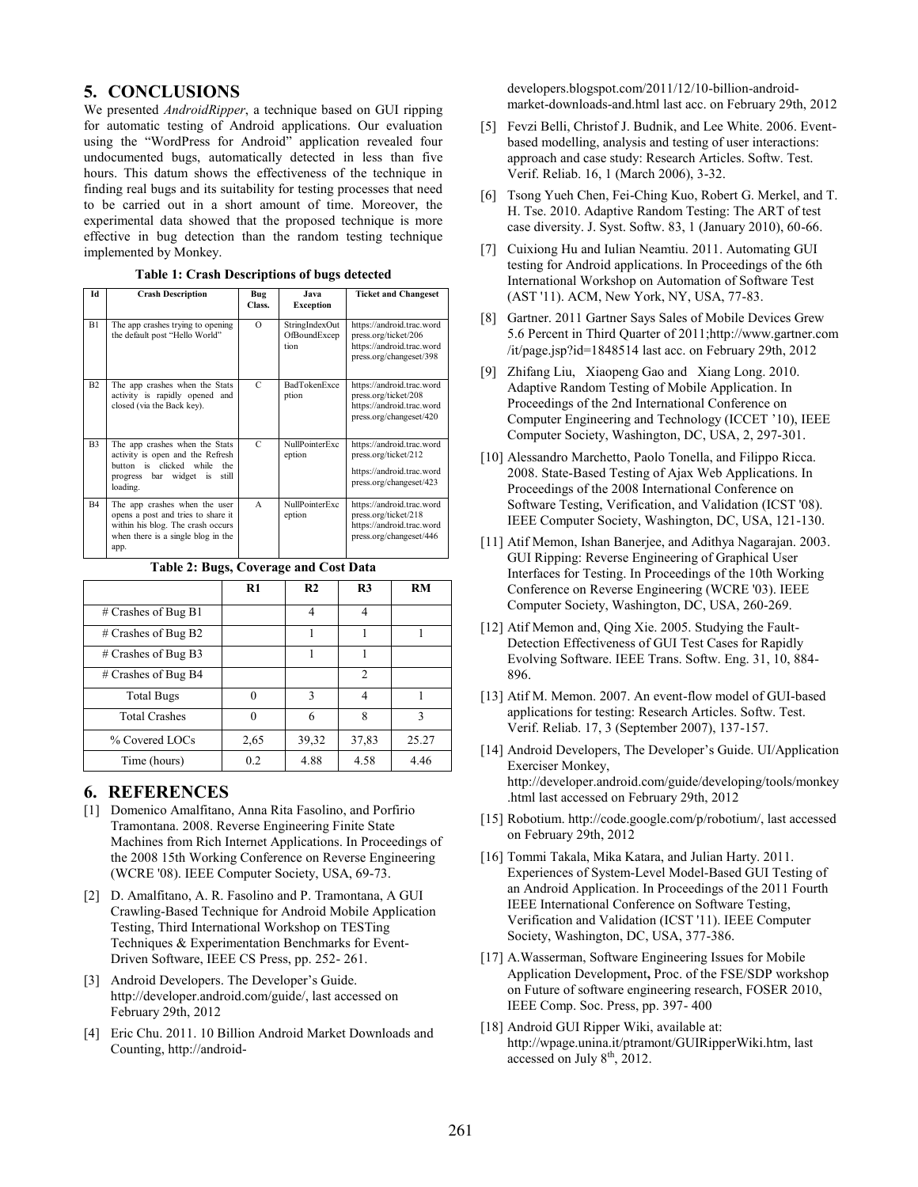## 5. CONCLUSIONS

We presented *AndroidRipper*, a technique based on GUI ripping for automatic testing of Android applications. Our evaluation using the "WordPress for Android" application revealed four undocumented bugs, automatically detected in less than five hours. This datum shows the effectiveness of the technique in finding real bugs and its suitability for testing processes that need to be carried out in a short amount of time. Moreover, the experimental data showed that the proposed technique is more effective in bug detection than the random testing technique implemented by Monkey.

**Table 1: Crash Descriptions of bugs detected**

| Id | Crash Description | Bug Class. | Java Exception | Ticket and Changeset |
|---|---|---|---|---|
| B1 | The app crashes trying to opening the default post "Hello World" | O | StringIndexOutOfBoundException | https://android.trac.wordpress.org/ticket/206 https://android.trac.wordpress.org/changeset/398 |
| B2 | The app crashes when the Stats activity is rapidly opened and closed (via the Back key). | C | BadTokenException | https://android.trac.wordpress.org/ticket/208 https://android.trac.wordpress.org/changeset/420 |
| B3 | The app crashes when the Stats activity is open and the Refresh button is clicked while the progress bar widget is still loading. | C | NullPointerException | https://android.trac.wordpress.org/ticket/212 https://android.trac.wordpress.org/changeset/423 |
| B4 | The app crashes when the user opens a post and tries to share it within his blog. The crash occurs when there is a single blog in the app. | A | NullPointerException | https://android.trac.wordpress.org/ticket/218 https://android.trac.wordpress.org/changeset/446 |

**Table 2: Bugs, Coverage and Cost Data**

| | R1 | R2 | R3 | RM |
|---|---|---|---|---|
| # Crashes of Bug B1 | | 4 | 4 | |
| # Crashes of Bug B2 | | 1 | 1 | 1 |
| # Crashes of Bug B3 | | 1 | 1 | |
| # Crashes of Bug B4 | | | 2 | |
| Total Bugs | 0 | 3 | 4 | 1 |
| Total Crashes | 0 | 6 | 8 | 3 |
| % Covered LOCs | 2,65 | 39,32 | 37,83 | 25.27 |
| Time (hours) | 0.2 | 4.88 | 4.58 | 4.46 |

## 6. REFERENCES

[1] Domenico Amalfitano, Anna Rita Fasolino, and Porfirio Tramontana. 2008. Reverse Engineering Finite State Machines from Rich Internet Applications. In Proceedings of the 2008 15th Working Conference on Reverse Engineering (WCRE '08). IEEE Computer Society, USA, 69-73.

[2] D. Amalfitano, A. R. Fasolino and P. Tramontana, A GUI Crawling-Based Technique for Android Mobile Application Testing, Third International Workshop on TESTing Techniques & Experimentation Benchmarks for Event-Driven Software, IEEE CS Press, pp. 252- 261.

[3] Android Developers. The Developer's Guide. http://developer.android.com/guide/, last accessed on February 29th, 2012

[4] Eric Chu. 2011. 10 Billion Android Market Downloads and Counting, http://android-developers.blogspot.com/2011/12/10-billion-android-market-downloads-and.html last acc. on February 29th, 2012

[5] Fevzi Belli, Christof J. Budnik, and Lee White. 2006. Event-based modelling, analysis and testing of user interactions: approach and case study: Research Articles. Softw. Test. Verif. Reliab. 16, 1 (March 2006), 3-32.

[6] Tsong Yueh Chen, Fei-Ching Kuo, Robert G. Merkel, and T. H. Tse. 2010. Adaptive Random Testing: The ART of test case diversity. J. Syst. Softw. 83, 1 (January 2010), 60-66.

[7] Cuixiong Hu and Iulian Neamtiu. 2011. Automating GUI testing for Android applications. In Proceedings of the 6th International Workshop on Automation of Software Test (AST '11). ACM, New York, NY, USA, 77-83.

[8] Gartner. 2011 Gartner Says Sales of Mobile Devices Grew 5.6 Percent in Third Quarter of 2011;http://www.gartner.com/it/page.jsp?id=1848514 last acc. on February 29th, 2012

[9] Zhifang Liu, Xiaopeng Gao and Xiang Long. 2010. Adaptive Random Testing of Mobile Application. In Proceedings of the 2nd International Conference on Computer Engineering and Technology (ICCET '10), IEEE Computer Society, Washington, DC, USA, 2, 297-301.

[10] Alessandro Marchetto, Paolo Tonella, and Filippo Ricca. 2008. State-Based Testing of Ajax Web Applications. In Proceedings of the 2008 International Conference on Software Testing, Verification, and Validation (ICST '08). IEEE Computer Society, Washington, DC, USA, 121-130.

[11] Atif Memon, Ishan Banerjee, and Adithya Nagarajan. 2003. GUI Ripping: Reverse Engineering of Graphical User Interfaces for Testing. In Proceedings of the 10th Working Conference on Reverse Engineering (WCRE '03). IEEE Computer Society, Washington, DC, USA, 260-269.

[12] Atif Memon and, Qing Xie. 2005. Studying the Fault-Detection Effectiveness of GUI Test Cases for Rapidly Evolving Software. IEEE Trans. Softw. Eng. 31, 10, 884-896.

[13] Atif M. Memon. 2007. An event-flow model of GUI-based applications for testing: Research Articles. Softw. Test. Verif. Reliab. 17, 3 (September 2007), 137-157.

[14] Android Developers, The Developer's Guide. UI/Application Exerciser Monkey, http://developer.android.com/guide/developing/tools/monkey.html last accessed on February 29th, 2012

[15] Robotium. http://code.google.com/p/robotium/, last accessed on February 29th, 2012

[16] Tommi Takala, Mika Katara, and Julian Harty. 2011. Experiences of System-Level Model-Based GUI Testing of an Android Application. In Proceedings of the 2011 Fourth IEEE International Conference on Software Testing, Verification and Validation (ICST '11). IEEE Computer Society, Washington, DC, USA, 377-386.

[17] A.Wasserman, Software Engineering Issues for Mobile Application Development**,** Proc. of the FSE/SDP workshop on Future of software engineering research, FOSER 2010, IEEE Comp. Soc. Press, pp. 397- 400

[18] Android GUI Ripper Wiki, available at: http://wpage.unina.it/ptramont/GUIRipperWiki.htm, last accessed on July 8th, 2012.